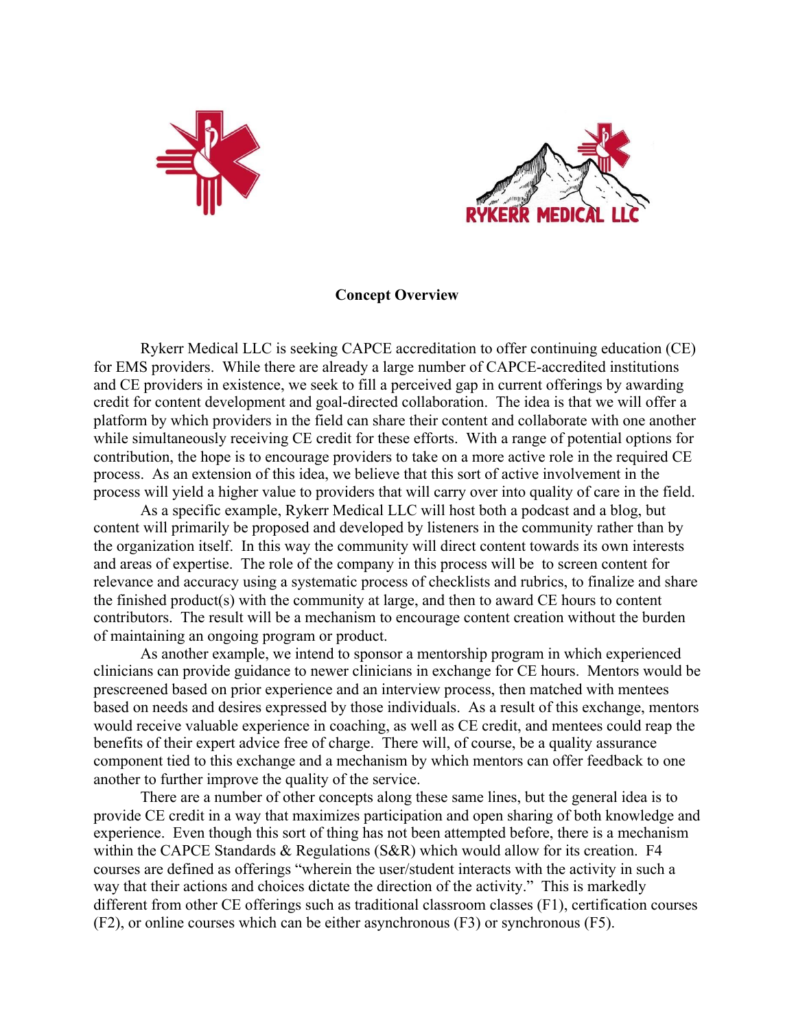RYKERR MEDICAL LLC

**Concept Overview**

Rykerr Medical LLC is seeking CAPCE accreditation to offer continuing education (CE) for EMS providers. While there are already a large number of CAPCE-accredited institutions and CE providers in existence, we seek to fill a perceived gap in current offerings by awarding credit for content development and goal-directed collaboration. The idea is that we will offer a platform by which providers in the field can share their content and collaborate with one another while simultaneously receiving CE credit for these efforts. With a range of potential options for contribution, the hope is to encourage providers to take on a more active role in the required CE process. As an extension of this idea, we believe that this sort of active involvement in the process will yield a higher value to providers that will carry over into quality of care in the field.

As a specific example, Rykerr Medical LLC will host both a podcast and a blog, but content will primarily be proposed and developed by listeners in the community rather than by the organization itself. In this way the community will direct content towards its own interests and areas of expertise. The role of the company in this process will be to screen content for relevance and accuracy using a systematic process of checklists and rubrics, to finalize and share the finished product(s) with the community at large, and then to award CE hours to content contributors. The result will be a mechanism to encourage content creation without the burden of maintaining an ongoing program or product.

As another example, we intend to sponsor a mentorship program in which experienced clinicians can provide guidance to newer clinicians in exchange for CE hours. Mentors would be prescreened based on prior experience and an interview process, then matched with mentees based on needs and desires expressed by those individuals. As a result of this exchange, mentors would receive valuable experience in coaching, as well as CE credit, and mentees could reap the benefits of their expert advice free of charge. There will, of course, be a quality assurance component tied to this exchange and a mechanism by which mentors can offer feedback to one another to further improve the quality of the service.

There are a number of other concepts along these same lines, but the general idea is to provide CE credit in a way that maximizes participation and open sharing of both knowledge and experience. Even though this sort of thing has not been attempted before, there is a mechanism within the CAPCE Standards & Regulations (S&R) which would allow for its creation. F4 courses are defined as offerings "wherein the user/student interacts with the activity in such a way that their actions and choices dictate the direction of the activity." This is markedly different from other CE offerings such as traditional classroom classes (F1), certification courses (F2), or online courses which can be either asynchronous (F3) or synchronous (F5).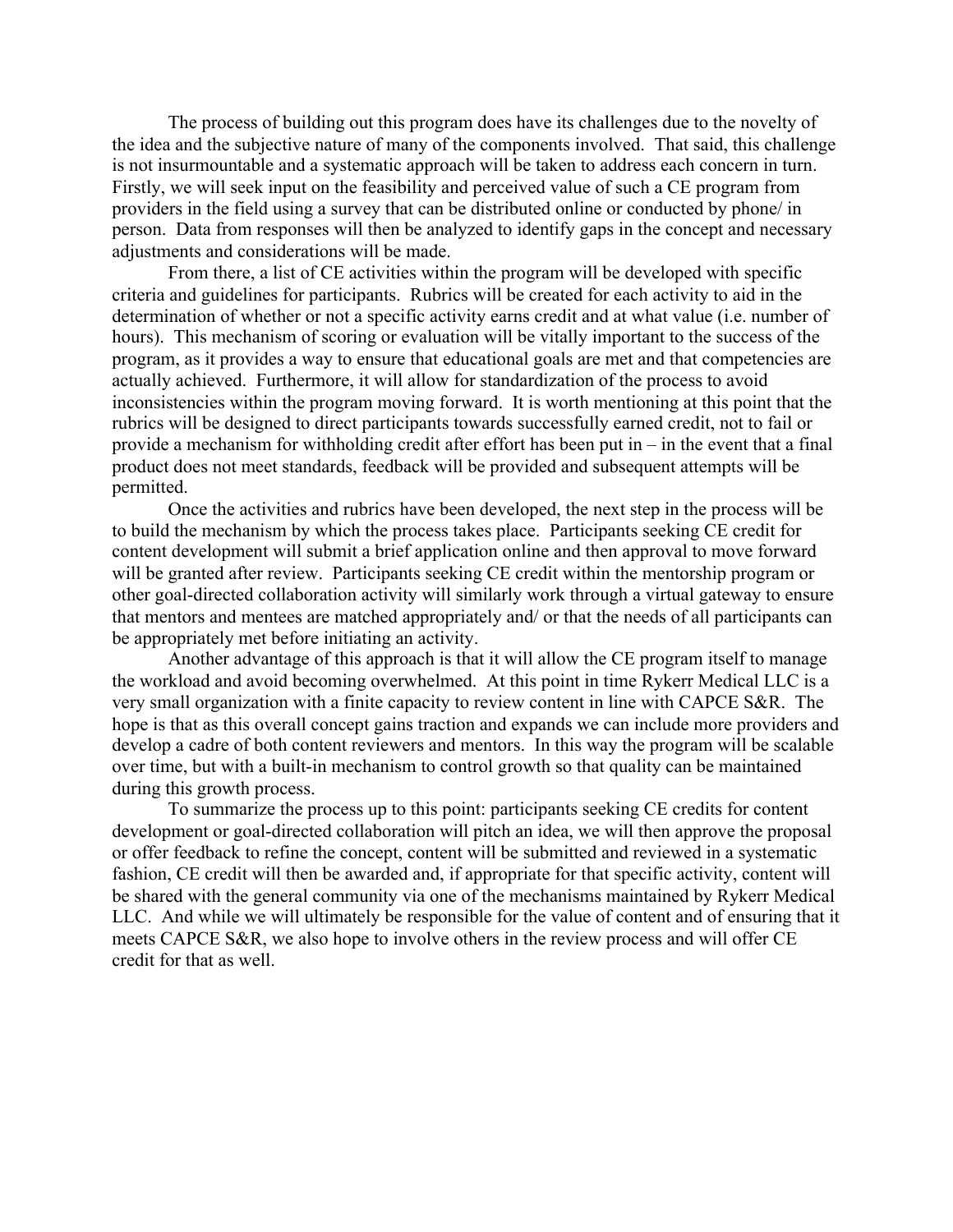The process of building out this program does have its challenges due to the novelty of the idea and the subjective nature of many of the components involved. That said, this challenge is not insurmountable and a systematic approach will be taken to address each concern in turn. Firstly, we will seek input on the feasibility and perceived value of such a CE program from providers in the field using a survey that can be distributed online or conducted by phone/ in person. Data from responses will then be analyzed to identify gaps in the concept and necessary adjustments and considerations will be made.

From there, a list of CE activities within the program will be developed with specific criteria and guidelines for participants. Rubrics will be created for each activity to aid in the determination of whether or not a specific activity earns credit and at what value (i.e. number of hours). This mechanism of scoring or evaluation will be vitally important to the success of the program, as it provides a way to ensure that educational goals are met and that competencies are actually achieved. Furthermore, it will allow for standardization of the process to avoid inconsistencies within the program moving forward. It is worth mentioning at this point that the rubrics will be designed to direct participants towards successfully earned credit, not to fail or provide a mechanism for withholding credit after effort has been put in – in the event that a final product does not meet standards, feedback will be provided and subsequent attempts will be permitted.

Once the activities and rubrics have been developed, the next step in the process will be to build the mechanism by which the process takes place. Participants seeking CE credit for content development will submit a brief application online and then approval to move forward will be granted after review. Participants seeking CE credit within the mentorship program or other goal-directed collaboration activity will similarly work through a virtual gateway to ensure that mentors and mentees are matched appropriately and/ or that the needs of all participants can be appropriately met before initiating an activity.

Another advantage of this approach is that it will allow the CE program itself to manage the workload and avoid becoming overwhelmed. At this point in time Rykerr Medical LLC is a very small organization with a finite capacity to review content in line with CAPCE S&R. The hope is that as this overall concept gains traction and expands we can include more providers and develop a cadre of both content reviewers and mentors. In this way the program will be scalable over time, but with a built-in mechanism to control growth so that quality can be maintained during this growth process.

To summarize the process up to this point: participants seeking CE credits for content development or goal-directed collaboration will pitch an idea, we will then approve the proposal or offer feedback to refine the concept, content will be submitted and reviewed in a systematic fashion, CE credit will then be awarded and, if appropriate for that specific activity, content will be shared with the general community via one of the mechanisms maintained by Rykerr Medical LLC. And while we will ultimately be responsible for the value of content and of ensuring that it meets CAPCE S&R, we also hope to involve others in the review process and will offer CE credit for that as well.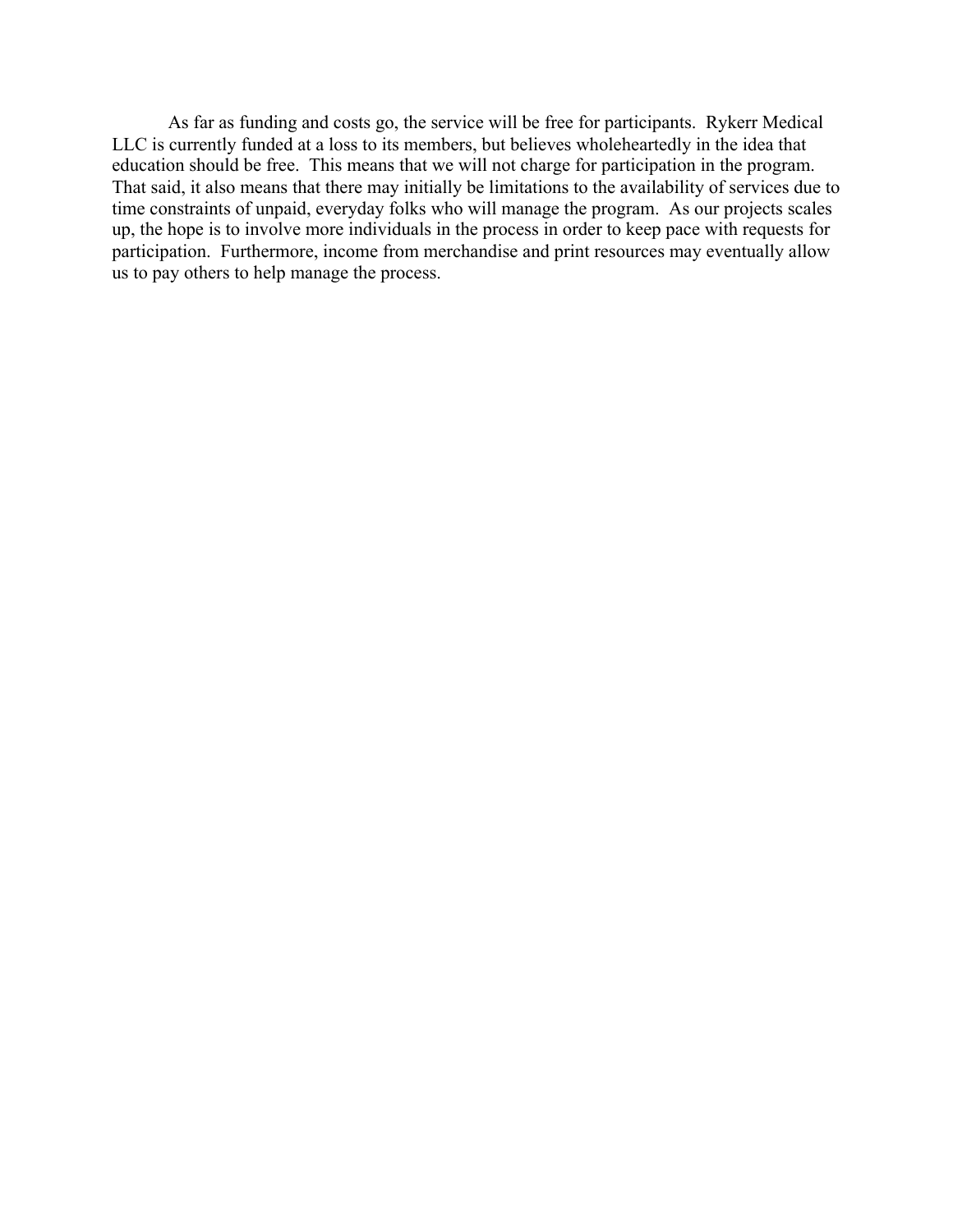As far as funding and costs go, the service will be free for participants. Rykerr Medical LLC is currently funded at a loss to its members, but believes wholeheartedly in the idea that education should be free. This means that we will not charge for participation in the program. That said, it also means that there may initially be limitations to the availability of services due to time constraints of unpaid, everyday folks who will manage the program. As our projects scales up, the hope is to involve more individuals in the process in order to keep pace with requests for participation. Furthermore, income from merchandise and print resources may eventually allow us to pay others to help manage the process.